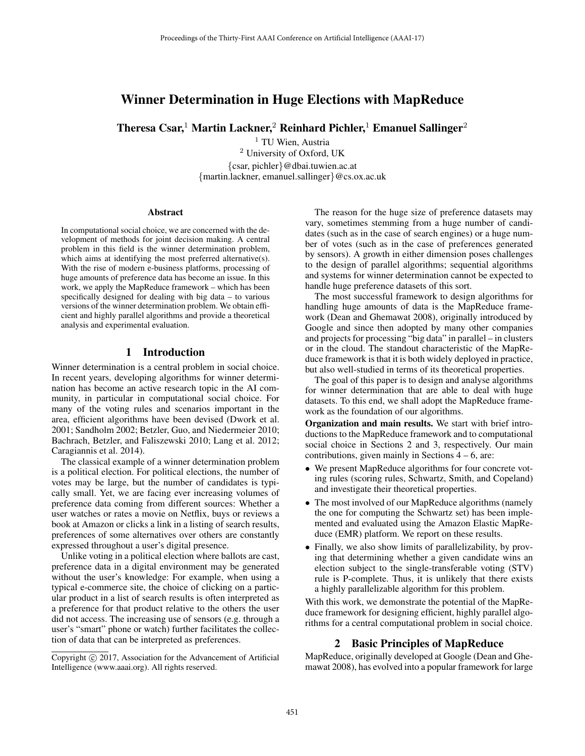# Winner Determination in Huge Elections with MapReduce

**Theresa Csar,[1] Martin Lackner,[2] Reinhard Pichler,[1] Emanuel Sallinger[2]**

[1] TU Wien, Austria
[2] University of Oxford, UK
{csar, pichler}@dbai.tuwien.ac.at
{martin.lackner, emanuel.sallinger}@cs.ox.ac.uk

### Abstract

In computational social choice, we are concerned with the development of methods for joint decision making. A central problem in this field is the winner determination problem, which aims at identifying the most preferred alternative(s). With the rise of modern e-business platforms, processing of huge amounts of preference data has become an issue. In this work, we apply the MapReduce framework – which has been specifically designed for dealing with big data – to various versions of the winner determination problem. We obtain efficient and highly parallel algorithms and provide a theoretical analysis and experimental evaluation.

## 1 Introduction

Winner determination is a central problem in social choice. In recent years, developing algorithms for winner determination has become an active research topic in the AI community, in particular in computational social choice. For many of the voting rules and scenarios important in the area, efficient algorithms have been devised (Dwork et al. 2001; Sandholm 2002; Betzler, Guo, and Niedermeier 2010; Bachrach, Betzler, and Faliszewski 2010; Lang et al. 2012; Caragiannis et al. 2014).

The classical example of a winner determination problem is a political election. For political elections, the number of votes may be large, but the number of candidates is typically small. Yet, we are facing ever increasing volumes of preference data coming from different sources: Whether a user watches or rates a movie on Netflix, buys or reviews a book at Amazon or clicks a link in a listing of search results, preferences of some alternatives over others are constantly expressed throughout a user's digital presence.

Unlike voting in a political election where ballots are cast, preference data in a digital environment may be generated without the user's knowledge: For example, when using a typical e-commerce site, the choice of clicking on a particular product in a list of search results is often interpreted as a preference for that product relative to the others the user did not access. The increasing use of sensors (e.g. through a user's "smart" phone or watch) further facilitates the collection of data that can be interpreted as preferences.

The reason for the huge size of preference datasets may vary, sometimes stemming from a huge number of candidates (such as in the case of search engines) or a huge number of votes (such as in the case of preferences generated by sensors). A growth in either dimension poses challenges to the design of parallel algorithms; sequential algorithms and systems for winner determination cannot be expected to handle huge preference datasets of this sort.

The most successful framework to design algorithms for handling huge amounts of data is the MapReduce framework (Dean and Ghemawat 2008), originally introduced by Google and since then adopted by many other companies and projects for processing "big data" in parallel – in clusters or in the cloud. The standout characteristic of the MapReduce framework is that it is both widely deployed in practice, but also well-studied in terms of its theoretical properties.

The goal of this paper is to design and analyse algorithms for winner determination that are able to deal with huge datasets. To this end, we shall adopt the MapReduce framework as the foundation of our algorithms.

**Organization and main results.** We start with brief introductions to the MapReduce framework and to computational social choice in Sections 2 and 3, respectively. Our main contributions, given mainly in Sections 4 – 6, are:

- We present MapReduce algorithms for four concrete voting rules (scoring rules, Schwartz, Smith, and Copeland) and investigate their theoretical properties.
- The most involved of our MapReduce algorithms (namely the one for computing the Schwartz set) has been implemented and evaluated using the Amazon Elastic MapReduce (EMR) platform. We report on these results.
- Finally, we also show limits of parallelizability, by proving that determining whether a given candidate wins an election subject to the single-transferable voting (STV) rule is P-complete. Thus, it is unlikely that there exists a highly parallelizable algorithm for this problem.

With this work, we demonstrate the potential of the MapReduce framework for designing efficient, highly parallel algorithms for a central computational problem in social choice.

## 2 Basic Principles of MapReduce

MapReduce, originally developed at Google (Dean and Ghemawat 2008), has evolved into a popular framework for large

Copyright © 2017, Association for the Advancement of Artificial Intelligence (www.aaai.org). All rights reserved.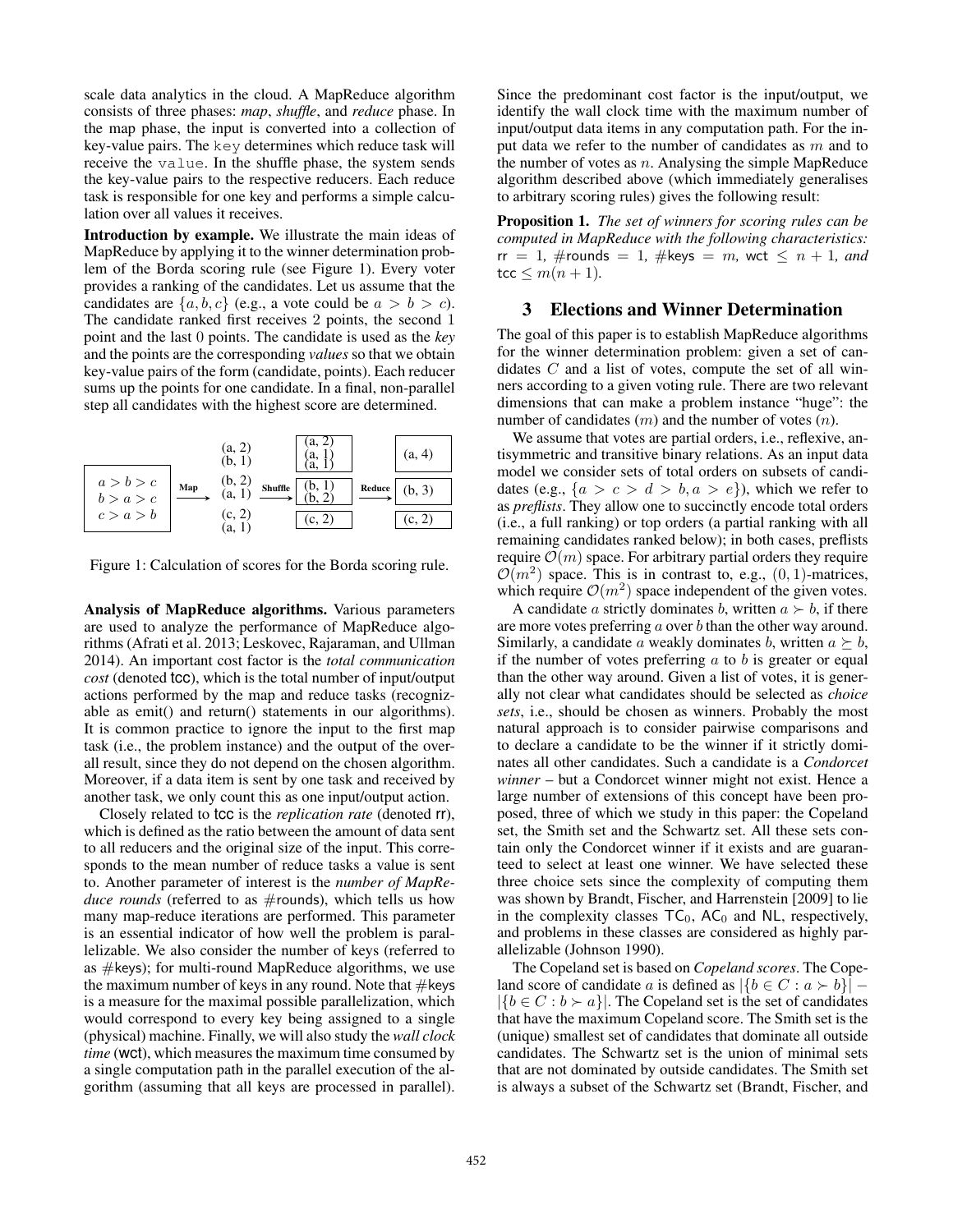scale data analytics in the cloud. A MapReduce algorithm consists of three phases: *map*, *shuffle*, and *reduce* phase. In the map phase, the input is converted into a collection of key-value pairs. The `key` determines which reduce task will receive the `value`. In the shuffle phase, the system sends the key-value pairs to the respective reducers. Each reduce task is responsible for one key and performs a simple calculation over all values it receives.

**Introduction by example.** We illustrate the main ideas of MapReduce by applying it to the winner determination problem of the Borda scoring rule (see Figure 1). Every voter provides a ranking of the candidates. Let us assume that the candidates are $\{a, b, c\}$ (e.g., a vote could be $a > b > c$). The candidate ranked first receives 2 points, the second 1 point and the last 0 points. The candidate is used as the *key* and the points are the corresponding *values* so that we obtain key-value pairs of the form (candidate, points). Each reducer sums up the points for one candidate. In a final, non-parallel step all candidates with the highest score are determined.

| Input | Map | Shuffle | Reduce |
|---|---|---|---|
| $a > b > c$ | (a, 2) (b, 1) | (a, 2) (a, 1) (a, 1) | (a, 4) |
| $b > a > c$ | (b, 2) (a, 1) | (b, 1) (b, 2) | (b, 3) |
| $c > a > b$ | (c, 2) (a, 1) | (c, 2) | (c, 2) |

Figure 1: Calculation of scores for the Borda scoring rule.

**Analysis of MapReduce algorithms.** Various parameters are used to analyze the performance of MapReduce algorithms (Afrati et al. 2013; Leskovec, Rajaraman, and Ullman 2014). An important cost factor is the *total communication cost* (denoted tcc), which is the total number of input/output actions performed by the map and reduce tasks (recognizable as emit() and return() statements in our algorithms). It is common practice to ignore the input to the first map task (i.e., the problem instance) and the output of the overall result, since they do not depend on the chosen algorithm. Moreover, if a data item is sent by one task and received by another task, we only count this as one input/output action.

Closely related to tcc is the *replication rate* (denoted rr), which is defined as the ratio between the amount of data sent to all reducers and the original size of the input. This corresponds to the mean number of reduce tasks a value is sent to. Another parameter of interest is the *number of MapReduce rounds* (referred to as #rounds), which tells us how many map-reduce iterations are performed. This parameter is an essential indicator of how well the problem is parallelizable. We also consider the number of keys (referred to as #keys); for multi-round MapReduce algorithms, we use the maximum number of keys in any round. Note that #keys is a measure for the maximal possible parallelization, which would correspond to every key being assigned to a single (physical) machine. Finally, we will also study the *wall clock time* (wct), which measures the maximum time consumed by a single computation path in the parallel execution of the algorithm (assuming that all keys are processed in parallel). Since the predominant cost factor is the input/output, we identify the wall clock time with the maximum number of input/output data items in any computation path. For the input data we refer to the number of candidates as $m$ and to the number of votes as $n$. Analysing the simple MapReduce algorithm described above (which immediately generalises to arbitrary scoring rules) gives the following result:

**Proposition 1.** *The set of winners for scoring rules can be computed in MapReduce with the following characteristics:* $\mathsf{rr} = 1$*,* $\#\mathsf{rounds} = 1$*,* $\#\mathsf{keys} = m$*,* $\mathsf{wct} \leq n + 1$*, and* $\mathsf{tcc} \leq m(n + 1)$*.*

## 3 Elections and Winner Determination

The goal of this paper is to establish MapReduce algorithms for the winner determination problem: given a set of candidates $C$ and a list of votes, compute the set of all winners according to a given voting rule. There are two relevant dimensions that can make a problem instance "huge": the number of candidates ($m$) and the number of votes ($n$).

We assume that votes are partial orders, i.e., reflexive, antisymmetric and transitive binary relations. As an input data model we consider sets of total orders on subsets of candidates (e.g., $\{a > c > d > b, a > e\}$), which we refer to as *preflists*. They allow one to succinctly encode total orders (i.e., a full ranking) or top orders (a partial ranking with all remaining candidates ranked below); in both cases, preflists require $\mathcal{O}(m)$ space. For arbitrary partial orders they require $\mathcal{O}(m^2)$ space. This is in contrast to, e.g., $(0, 1)$-matrices, which require $\mathcal{O}(m^2)$ space independent of the given votes.

A candidate $a$ strictly dominates $b$, written $a \succ b$, if there are more votes preferring $a$ over $b$ than the other way around. Similarly, a candidate $a$ weakly dominates $b$, written $a \succeq b$, if the number of votes preferring $a$ to $b$ is greater or equal than the other way around. Given a list of votes, it is generally not clear what candidates should be selected as *choice sets*, i.e., should be chosen as winners. Probably the most natural approach is to consider pairwise comparisons and to declare a candidate to be the winner if it strictly dominates all other candidates. Such a candidate is a *Condorcet winner* – but a Condorcet winner might not exist. Hence a large number of extensions of this concept have been proposed, three of which we study in this paper: the Copeland set, the Smith set and the Schwartz set. All these sets contain only the Condorcet winner if it exists and are guaranteed to select at least one winner. We have selected these three choice sets since the complexity of computing them was shown by Brandt, Fischer, and Harrenstein [2009] to lie in the complexity classes $\mathsf{TC}_0$, $\mathsf{AC}_0$ and $\mathsf{NL}$, respectively, and problems in these classes are considered as highly parallelizable (Johnson 1990).

The Copeland set is based on *Copeland scores*. The Copeland score of candidate $a$ is defined as $|\{b \in C : a \succ b\}| - |\{b \in C : b \succ a\}|$. The Copeland set is the set of candidates that have the maximum Copeland score. The Smith set is the (unique) smallest set of candidates that dominate all outside candidates. The Schwartz set is the union of minimal sets that are not dominated by outside candidates. The Smith set is always a subset of the Schwartz set (Brandt, Fischer, and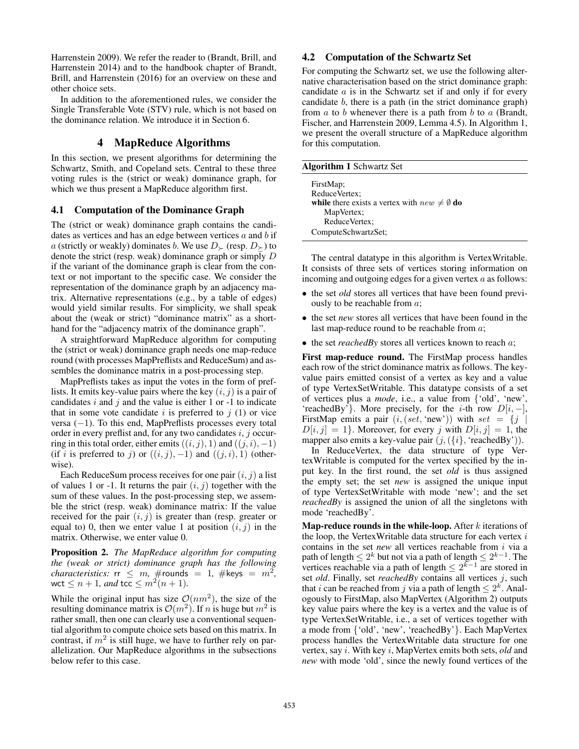Harrenstein 2009). We refer the reader to (Brandt, Brill, and Harrenstein 2014) and to the handbook chapter of Brandt, Brill, and Harrenstein (2016) for an overview on these and other choice sets.

In addition to the aforementioned rules, we consider the Single Transferable Vote (STV) rule, which is not based on the dominance relation. We introduce it in Section 6.

# 4 MapReduce Algorithms

In this section, we present algorithms for determining the Schwartz, Smith, and Copeland sets. Central to these three voting rules is the (strict or weak) dominance graph, for which we thus present a MapReduce algorithm first.

## 4.1 Computation of the Dominance Graph

The (strict or weak) dominance graph contains the candidates as vertices and has an edge between vertices $a$ and $b$ if $a$ (strictly or weakly) dominates $b$. We use $D_{\succ}$ (resp. $D_{\succeq}$) to denote the strict (resp. weak) dominance graph or simply $D$ if the variant of the dominance graph is clear from the context or not important to the specific case. We consider the representation of the dominance graph by an adjacency matrix. Alternative representations (e.g., by a table of edges) would yield similar results. For simplicity, we shall speak about the (weak or strict) "dominance matrix" as a shorthand for the "adjacency matrix of the dominance graph".

A straightforward MapReduce algorithm for computing the (strict or weak) dominance graph needs one map-reduce round (with processes MapPreflists and ReduceSum) and assembles the dominance matrix in a post-processing step.

MapPreflists takes as input the votes in the form of preflists. It emits key-value pairs where the key $(i, j)$ is a pair of candidates $i$ and $j$ and the value is either 1 or -1 to indicate that in some vote candidate $i$ is preferred to $j$ (1) or vice versa ($-1$). To this end, MapPreflists processes every total order in every preflist and, for any two candidates $i, j$ occurring in this total order, either emits $((i, j), 1)$ and $((j, i), -1)$ (if $i$ is preferred to $j$) or $((i, j), -1)$ and $((j, i), 1)$ (otherwise).

Each ReduceSum process receives for one pair $(i, j)$ a list of values 1 or -1. It returns the pair $(i, j)$ together with the sum of these values. In the post-processing step, we assemble the strict (resp. weak) dominance matrix: If the value received for the pair $(i, j)$ is greater than (resp. greater or equal to) 0, then we enter value 1 at position $(i, j)$ in the matrix. Otherwise, we enter value 0.

**Proposition 2.** *The MapReduce algorithm for computing the (weak or strict) dominance graph has the following characteristics:* $\mathsf{rr} \leq m$, $\#\mathsf{rounds} = 1$, $\#\mathsf{keys} = m^2$, $\mathsf{wct} \leq n + 1$, *and* $\mathsf{tcc} \leq m^2(n + 1)$.

While the original input has size $\mathcal{O}(nm^2)$, the size of the resulting dominance matrix is $\mathcal{O}(m^2)$. If $n$ is huge but $m^2$ is rather small, then one can clearly use a conventional sequential algorithm to compute choice sets based on this matrix. In contrast, if $m^2$ is still huge, we have to further rely on parallelization. Our MapReduce algorithms in the subsections below refer to this case.

## 4.2 Computation of the Schwartz Set

For computing the Schwartz set, we use the following alternative characterisation based on the strict dominance graph: candidate $a$ is in the Schwartz set if and only if for every candidate $b$, there is a path (in the strict dominance graph) from $a$ to $b$ whenever there is a path from $b$ to $a$ (Brandt, Fischer, and Harrenstein 2009, Lemma 4.5). In Algorithm 1, we present the overall structure of a MapReduce algorithm for this computation.

**Algorithm 1** Schwartz Set

```
FirstMap;
ReduceVertex;
while there exists a vertex with new ≠ ∅ do
    MapVertex;
    ReduceVertex;
ComputeSchwartzSet;
```

The central datatype in this algorithm is VertexWritable. It consists of three sets of vertices storing information on incoming and outgoing edges for a given vertex $a$ as follows:

- the set *old* stores all vertices that have been found previously to be reachable from $a$;
- the set *new* stores all vertices that have been found in the last map-reduce round to be reachable from $a$;
- the set *reachedBy* stores all vertices known to reach $a$;

**First map-reduce round.** The FirstMap process handles each row of the strict dominance matrix as follows. The key-value pairs emitted consist of a vertex as key and a value of type VertexSetWritable. This datatype consists of a set of vertices plus a *mode*, i.e., a value from {'old', 'new', 'reachedBy'}. More precisely, for the $i$-th row $D[i, -]$, FirstMap emits a pair $(i, (set, \text{'new'}))$ with $set = \{j \mid D[i, j] = 1\}$. Moreover, for every $j$ with $D[i, j] = 1$, the mapper also emits a key-value pair $(j, (\{i\}, \text{'reachedBy'}))$.

In ReduceVertex, the data structure of type VertexWritable is computed for the vertex specified by the input key. In the first round, the set *old* is thus assigned the empty set; the set *new* is assigned the unique input of type VertexSetWritable with mode 'new'; and the set *reachedBy* is assigned the union of all the singletons with mode 'reachedBy'.

**Map-reduce rounds in the while-loop.** After $k$ iterations of the loop, the VertexWritable data structure for each vertex $i$ contains in the set *new* all vertices reachable from $i$ via a path of length $\leq 2^k$ but not via a path of length $\leq 2^{k-1}$. The vertices reachable via a path of length $\leq 2^{k-1}$ are stored in set *old*. Finally, set *reachedBy* contains all vertices $j$, such that $i$ can be reached from $j$ via a path of length $\leq 2^k$. Analogously to FirstMap, also MapVertex (Algorithm 2) outputs key value pairs where the key is a vertex and the value is of type VertexSetWritable, i.e., a set of vertices together with a mode from {'old', 'new', 'reachedBy'}. Each MapVertex process handles the VertexWritable data structure for one vertex, say $i$. With key $i$, MapVertex emits both sets, *old* and *new* with mode 'old', since the newly found vertices of the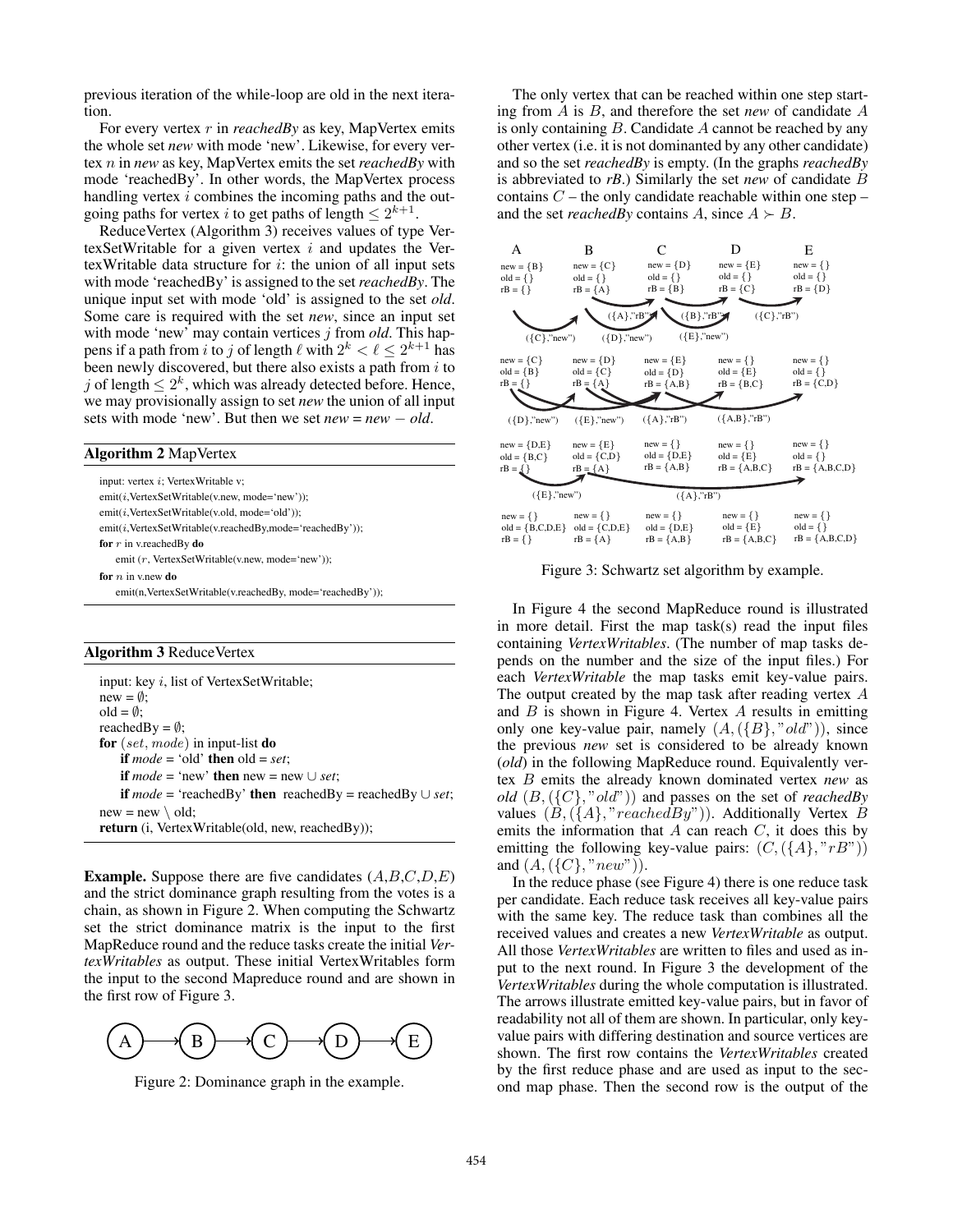previous iteration of the while-loop are old in the next iteration.

For every vertex $r$ in *reachedBy* as key, MapVertex emits the whole set *new* with mode 'new'. Likewise, for every vertex $n$ in *new* as key, MapVertex emits the set *reachedBy* with mode 'reachedBy'. In other words, the MapVertex process handling vertex $i$ combines the incoming paths and the outgoing paths for vertex $i$ to get paths of length $\leq 2^{k+1}$.

ReduceVertex (Algorithm 3) receives values of type VertexSetWritable for a given vertex $i$ and updates the VertexWritable data structure for $i$: the union of all input sets with mode 'reachedBy' is assigned to the set *reachedBy*. The unique input set with mode 'old' is assigned to the set *old*. Some care is required with the set *new*, since an input set with mode 'new' may contain vertices $j$ from *old*. This happens if a path from $i$ to $j$ of length $\ell$ with $2^k < \ell \leq 2^{k+1}$ has been newly discovered, but there also exists a path from $i$ to $j$ of length $\leq 2^k$, which was already detected before. Hence, we may provisionally assign to set *new* the union of all input sets with mode 'new'. But then we set *new = new − old*.

**Algorithm 2** MapVertex

```
input: vertex i; VertexWritable v;
emit(i,VertexSetWritable(v.new, mode='new'));
emit(i,VertexSetWritable(v.old, mode='old'));
emit(i,VertexSetWritable(v.reachedBy,mode='reachedBy'));
for r in v.reachedBy do
    emit (r, VertexSetWritable(v.new, mode='new'));
for n in v.new do
    emit(n,VertexSetWritable(v.reachedBy, mode='reachedBy'));
```

**Algorithm 3** ReduceVertex

```
input: key i, list of VertexSetWritable;
new = ∅;
old = ∅;
reachedBy = ∅;
for (set, mode) in input-list do
    if mode = 'old' then old = set;
    if mode = 'new' then new = new ∪ set;
    if mode = 'reachedBy' then reachedBy = reachedBy ∪ set;
new = new \ old;
return (i, VertexWritable(old, new, reachedBy));
```

**Example.** Suppose there are five candidates ($A$,$B$,$C$,$D$,$E$) and the strict dominance graph resulting from the votes is a chain, as shown in Figure 2. When computing the Schwartz set the strict dominance matrix is the input to the first MapReduce round and the reduce tasks create the initial *VertexWritables* as output. These initial VertexWritables form the input to the second Mapreduce round and are shown in the first row of Figure 3.

Figure 2: Dominance graph in the example.

The only vertex that can be reached within one step starting from $A$ is $B$, and therefore the set *new* of candidate $A$ is only containing $B$. Candidate $A$ cannot be reached by any other vertex (i.e. it is not dominanted by any other candidate) and so the set *reachedBy* is empty. (In the graphs *reachedBy* is abbreviated to ***rB***.) Similarly the set *new* of candidate $B$ contains $C$ – the only candidate reachable within one step – and the set *reachedBy* contains $A$, since $A \succ B$.

Figure 3: Schwartz set algorithm by example.

In Figure 4 the second MapReduce round is illustrated in more detail. First the map task(s) read the input files containing *VertexWritables*. (The number of map tasks depends on the number and the size of the input files.) For each *VertexWritable* the map tasks emit key-value pairs. The output created by the map task after reading vertex $A$ and $B$ is shown in Figure 4. Vertex $A$ results in emitting only one key-value pair, namely $(A, (\{B\}, "old"))$, since the previous *new* set is considered to be already known (*old*) in the following MapReduce round. Equivalently vertex $B$ emits the already known dominated vertex *new* as *old* $(B, (\{C\}, "old"))$ and passes on the set of *reachedBy* values $(B, (\{A\}, "reachedBy"))$. Additionally Vertex $B$ emits the information that $A$ can reach $C$, it does this by emitting the following key-value pairs: $(C, (\{A\}, "rB"))$ and $(A, (\{C\}, "new"))$.

In the reduce phase (see Figure 4) there is one reduce task per candidate. Each reduce task receives all key-value pairs with the same key. The reduce task than combines all the received values and creates a new *VertexWritable* as output. All those *VertexWritables* are written to files and used as input to the next round. In Figure 3 the development of the *VertexWritables* during the whole computation is illustrated. The arrows illustrate emitted key-value pairs, but in favor of readability not all of them are shown. In particular, only key-value pairs with differing destination and source vertices are shown. The first row contains the *VertexWritables* created by the first reduce phase and are used as input to the second map phase. Then the second row is the output of the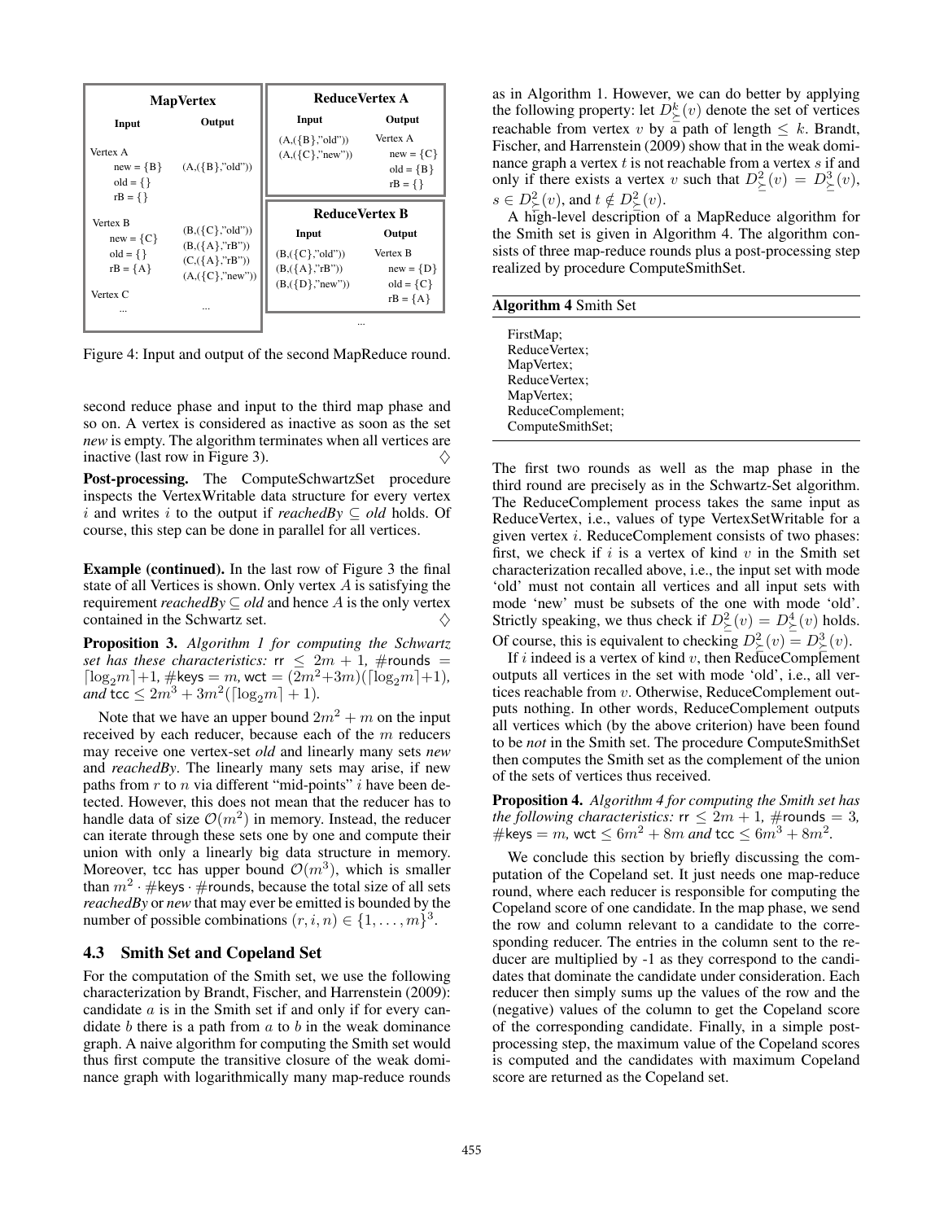| MapVertex | | ReduceVertex A | |
|---|---|---|---|
| Input | Output | Input | Output |
| Vertex A<br>new = {B}<br>old = {}<br>rB = {} | (A,({B},"old")) | (A,({B},"old"))<br>(A,({C},"new")) | Vertex A<br>new = {C}<br>old = {B}<br>rB = {} |
| Vertex B<br>new = {C}<br>old = {}<br>rB = {A} | (B,({C},"old"))<br>(B,({A},"rB"))<br>(C,({A},"rB"))<br>(A,({C},"new")) | **ReduceVertex B** | |
| | | Input | Output |
| | | (B,({C},"old"))<br>(B,({A},"rB"))<br>(B,({D},"new")) | Vertex B<br>new = {D}<br>old = {C}<br>rB = {A} |
| Vertex C<br>... | ... | ... | |

Figure 4: Input and output of the second MapReduce round.

second reduce phase and input to the third map phase and so on. A vertex is considered as inactive as soon as the set *new* is empty. The algorithm terminates when all vertices are inactive (last row in Figure 3). ♢

**Post-processing.** The ComputeSchwartzSet procedure inspects the VertexWritable data structure for every vertex $i$ and writes $i$ to the output if *reachedBy* $\subseteq$ *old* holds. Of course, this step can be done in parallel for all vertices.

**Example (continued).** In the last row of Figure 3 the final state of all Vertices is shown. Only vertex $A$ is satisfying the requirement *reachedBy* $\subseteq$ *old* and hence $A$ is the only vertex contained in the Schwartz set. ♢

**Proposition 3.** *Algorithm 1 for computing the Schwartz set has these characteristics:* $\mathsf{rr} \leq 2m+1$, $\#\mathsf{rounds} = \lceil \log_2 m \rceil + 1$, $\#\mathsf{keys} = m$, $\mathsf{wct} = (2m^2+3m)(\lceil \log_2 m \rceil + 1)$, *and* $\mathsf{tcc} \leq 2m^3 + 3m^2(\lceil \log_2 m \rceil + 1)$.

Note that we have an upper bound $2m^2 + m$ on the input received by each reducer, because each of the $m$ reducers may receive one vertex-set *old* and linearly many sets *new* and *reachedBy*. The linearly many sets may arise, if new paths from $r$ to $n$ via different "mid-points" $i$ have been detected. However, this does not mean that the reducer has to handle data of size $\mathcal{O}(m^2)$ in memory. Instead, the reducer can iterate through these sets one by one and compute their union with only a linearly big data structure in memory. Moreover, $\mathsf{tcc}$ has upper bound $\mathcal{O}(m^3)$, which is smaller than $m^2 \cdot \#\mathsf{keys} \cdot \#\mathsf{rounds}$, because the total size of all sets *reachedBy* or *new* that may ever be emitted is bounded by the number of possible combinations $(r, i, n) \in \{1, \dots, m\}^3$.

### 4.3 Smith Set and Copeland Set

For the computation of the Smith set, we use the following characterization by Brandt, Fischer, and Harrenstein (2009): candidate $a$ is in the Smith set if and only if for every candidate $b$ there is a path from $a$ to $b$ in the weak dominance graph. A naive algorithm for computing the Smith set would thus first compute the transitive closure of the weak dominance graph with logarithmically many map-reduce rounds as in Algorithm 1. However, we can do better by applying the following property: let $D^k_{\succeq}(v)$ denote the set of vertices reachable from vertex $v$ by a path of length $\leq k$. Brandt, Fischer, and Harrenstein (2009) show that in the weak dominance graph a vertex $t$ is not reachable from a vertex $s$ if and only if there exists a vertex $v$ such that $D^2_{\succeq}(v) = D^3_{\succeq}(v)$, $s \in D^2_{\succeq}(v)$, and $t \notin D^2_{\succeq}(v)$.

A high-level description of a MapReduce algorithm for the Smith set is given in Algorithm 4. The algorithm consists of three map-reduce rounds plus a post-processing step realized by procedure ComputeSmithSet.

**Algorithm 4** Smith Set

```
FirstMap;
ReduceVertex;
MapVertex;
ReduceVertex;
MapVertex;
ReduceComplement;
ComputeSmithSet;
```

The first two rounds as well as the map phase in the third round are precisely as in the Schwartz-Set algorithm. The ReduceComplement process takes the same input as ReduceVertex, i.e., values of type VertexSetWritable for a given vertex $i$. ReduceComplement consists of two phases: first, we check if $i$ is a vertex of kind $v$ in the Smith set characterization recalled above, i.e., the input set with mode 'old' must not contain all vertices and all input sets with mode 'new' must be subsets of the one with mode 'old'. Strictly speaking, we thus check if $D^2_{\succeq}(v) = D^4_{\succeq}(v)$ holds. Of course, this is equivalent to checking $D^2_{\succeq}(v) = D^3_{\succeq}(v)$.

If $i$ indeed is a vertex of kind $v$, then ReduceComplement outputs all vertices in the set with mode 'old', i.e., all vertices reachable from $v$. Otherwise, ReduceComplement outputs nothing. In other words, ReduceComplement outputs all vertices which (by the above criterion) have been found to be *not* in the Smith set. The procedure ComputeSmithSet then computes the Smith set as the complement of the union of the sets of vertices thus received.

**Proposition 4.** *Algorithm 4 for computing the Smith set has the following characteristics:* $\mathsf{rr} \leq 2m+1$, $\#\mathsf{rounds} = 3$, $\#\mathsf{keys} = m$, $\mathsf{wct} \leq 6m^2 + 8m$ *and* $\mathsf{tcc} \leq 6m^3 + 8m^2$.

We conclude this section by briefly discussing the computation of the Copeland set. It just needs one map-reduce round, where each reducer is responsible for computing the Copeland score of one candidate. In the map phase, we send the row and column relevant to a candidate to the corresponding reducer. The entries in the column sent to the reducer are multiplied by -1 as they correspond to the candidates that dominate the candidate under consideration. Each reducer then simply sums up the values of the row and the (negative) values of the column to get the Copeland score of the corresponding candidate. Finally, in a simple post-processing step, the maximum value of the Copeland scores is computed and the candidates with maximum Copeland score are returned as the Copeland set.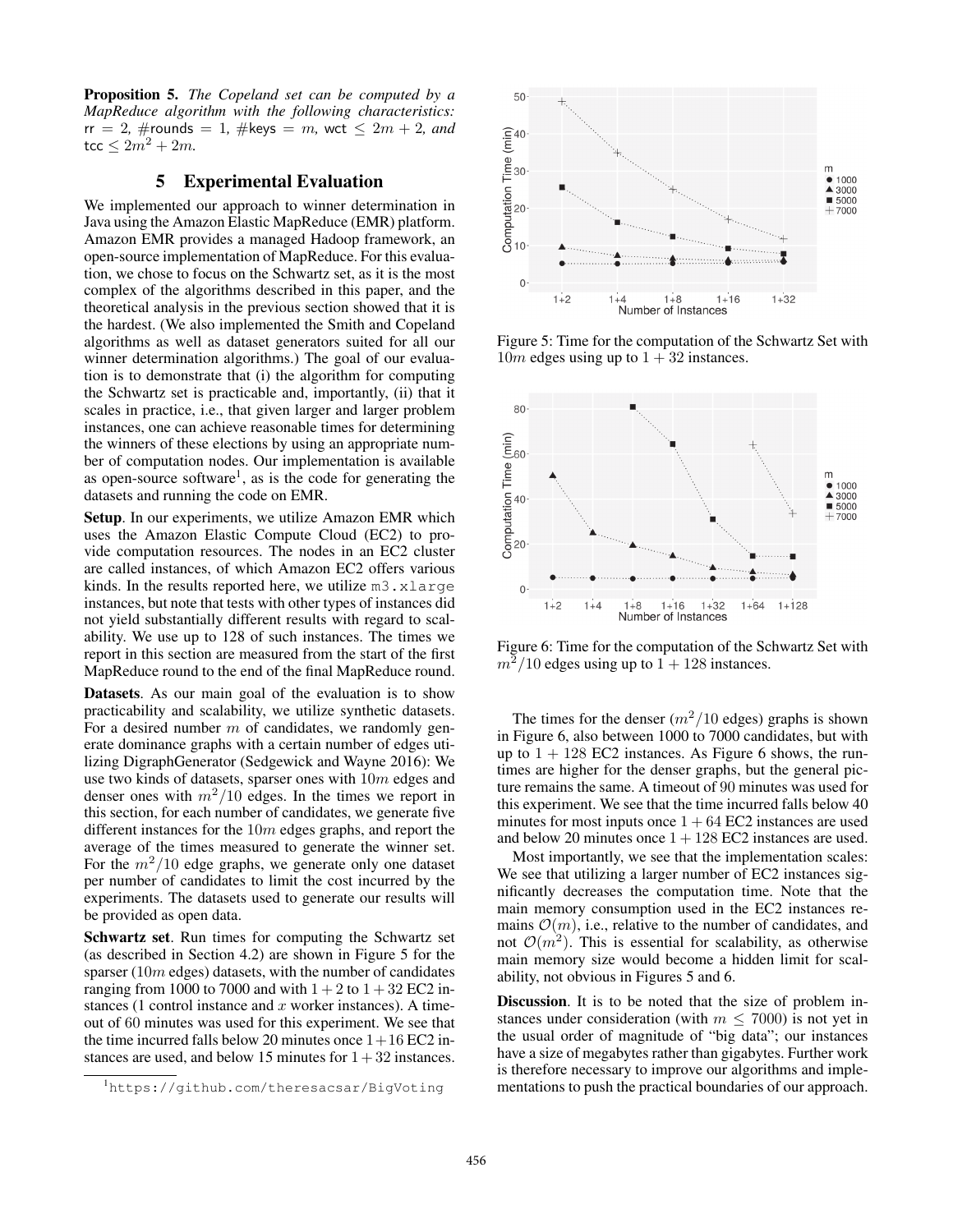**Proposition 5.** *The Copeland set can be computed by a MapReduce algorithm with the following characteristics:* $\mathsf{rr} = 2$, $\#\mathsf{rounds} = 1$, $\#\mathsf{keys} = m$, $\mathsf{wct} \leq 2m + 2$, *and* $\mathsf{tcc} \leq 2m^2 + 2m$.

## 5 Experimental Evaluation

We implemented our approach to winner determination in Java using the Amazon Elastic MapReduce (EMR) platform. Amazon EMR provides a managed Hadoop framework, an open-source implementation of MapReduce. For this evaluation, we chose to focus on the Schwartz set, as it is the most complex of the algorithms described in this paper, and the theoretical analysis in the previous section showed that it is the hardest. (We also implemented the Smith and Copeland algorithms as well as dataset generators suited for all our winner determination algorithms.) The goal of our evaluation is to demonstrate that (i) the algorithm for computing the Schwartz set is practicable and, importantly, (ii) that it scales in practice, i.e., that given larger and larger problem instances, one can achieve reasonable times for determining the winners of these elections by using an appropriate number of computation nodes. Our implementation is available as open-source software[1], as is the code for generating the datasets and running the code on EMR.

**Setup**. In our experiments, we utilize Amazon EMR which uses the Amazon Elastic Compute Cloud (EC2) to provide computation resources. The nodes in an EC2 cluster are called instances, of which Amazon EC2 offers various kinds. In the results reported here, we utilize `m3.xlarge` instances, but note that tests with other types of instances did not yield substantially different results with regard to scalability. We use up to 128 of such instances. The times we report in this section are measured from the start of the first MapReduce round to the end of the final MapReduce round.

**Datasets**. As our main goal of the evaluation is to show practicability and scalability, we utilize synthetic datasets. For a desired number $m$ of candidates, we randomly generate dominance graphs with a certain number of edges utilizing DigraphGenerator (Sedgewick and Wayne 2016): We use two kinds of datasets, sparser ones with $10m$ edges and denser ones with $m^2/10$ edges. In the times we report in this section, for each number of candidates, we generate five different instances for the $10m$ edges graphs, and report the average of the times measured to generate the winner set. For the $m^2/10$ edge graphs, we generate only one dataset per number of candidates to limit the cost incurred by the experiments. The datasets used to generate our results will be provided as open data.

**Schwartz set**. Run times for computing the Schwartz set (as described in Section 4.2) are shown in Figure 5 for the sparser ($10m$ edges) datasets, with the number of candidates ranging from 1000 to 7000 and with $1+2$ to $1+32$ EC2 instances (1 control instance and $x$ worker instances). A timeout of 60 minutes was used for this experiment. We see that the time incurred falls below 20 minutes once $1+16$ EC2 instances are used, and below 15 minutes for $1+32$ instances.

Figure 5: Time for the computation of the Schwartz Set with $10m$ edges using up to $1 + 32$ instances.

Figure 6: Time for the computation of the Schwartz Set with $m^2/10$ edges using up to $1 + 128$ instances.

The times for the denser ($m^2/10$ edges) graphs is shown in Figure 6, also between 1000 to 7000 candidates, but with up to $1 + 128$ EC2 instances. As Figure 6 shows, the runtimes are higher for the denser graphs, but the general picture remains the same. A timeout of 90 minutes was used for this experiment. We see that the time incurred falls below 40 minutes for most inputs once $1 + 64$ EC2 instances are used and below 20 minutes once $1 + 128$ EC2 instances are used.

Most importantly, we see that the implementation scales: We see that utilizing a larger number of EC2 instances significantly decreases the computation time. Note that the main memory consumption used in the EC2 instances remains $\mathcal{O}(m)$, i.e., relative to the number of candidates, and not $\mathcal{O}(m^2)$. This is essential for scalability, as otherwise main memory size would become a hidden limit for scalability, not obvious in Figures 5 and 6.

**Discussion**. It is to be noted that the size of problem instances under consideration (with $m \leq 7000$) is not yet in the usual order of magnitude of "big data"; our instances have a size of megabytes rather than gigabytes. Further work is therefore necessary to improve our algorithms and implementations to push the practical boundaries of our approach.

[1] https://github.com/theresacsar/BigVoting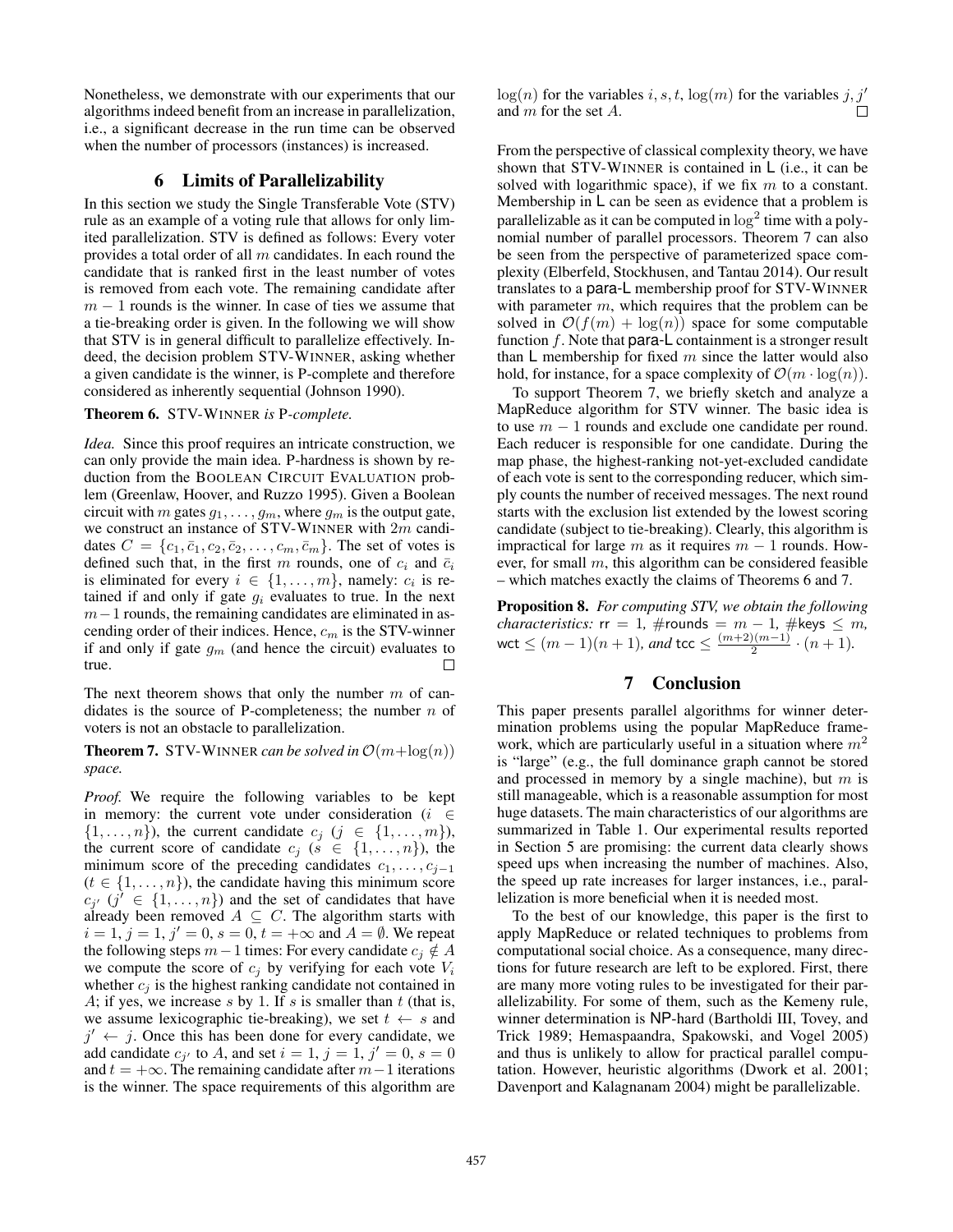Nonetheless, we demonstrate with our experiments that our algorithms indeed benefit from an increase in parallelization, i.e., a significant decrease in the run time can be observed when the number of processors (instances) is increased.

## 6 Limits of Parallelizability

In this section we study the Single Transferable Vote (STV) rule as an example of a voting rule that allows for only limited parallelization. STV is defined as follows: Every voter provides a total order of all $m$ candidates. In each round the candidate that is ranked first in the least number of votes is removed from each vote. The remaining candidate after $m-1$ rounds is the winner. In case of ties we assume that a tie-breaking order is given. In the following we will show that STV is in general difficult to parallelize effectively. Indeed, the decision problem STV-WINNER, asking whether a given candidate is the winner, is P-complete and therefore considered as inherently sequential (Johnson 1990).

**Theorem 6.** *STV-WINNER is P-complete.*

*Idea.* Since this proof requires an intricate construction, we can only provide the main idea. P-hardness is shown by reduction from the BOOLEAN CIRCUIT EVALUATION problem (Greenlaw, Hoover, and Ruzzo 1995). Given a Boolean circuit with $m$ gates $g_1, \dots, g_m$, where $g_m$ is the output gate, we construct an instance of STV-WINNER with $2m$ candidates $C = \{c_1, \bar{c}_1, c_2, \bar{c}_2, \dots, c_m, \bar{c}_m\}$. The set of votes is defined such that, in the first $m$ rounds, one of $c_i$ and $\bar{c}_i$ is eliminated for every $i \in \{1, \dots, m\}$, namely: $c_i$ is retained if and only if gate $g_i$ evaluates to true. In the next $m-1$ rounds, the remaining candidates are eliminated in ascending order of their indices. Hence, $c_m$ is the STV-winner if and only if gate $g_m$ (and hence the circuit) evaluates to true. □

The next theorem shows that only the number $m$ of candidates is the source of P-completeness; the number $n$ of voters is not an obstacle to parallelization.

**Theorem 7.** *STV-WINNER can be solved in $\mathcal{O}(m + \log(n))$ space.*

*Proof.* We require the following variables to be kept in memory: the current vote under consideration ($i \in \{1, \dots, n\}$), the current candidate $c_j$ ($j \in \{1, \dots, m\}$), the current score of candidate $c_j$ ($s \in \{1, \dots, n\}$), the minimum score of the preceding candidates $c_1, \dots, c_{j-1}$ ($t \in \{1, \dots, n\}$), the candidate having this minimum score $c_{j'}$ ($j' \in \{1, \dots, n\}$) and the set of candidates that have already been removed $A \subseteq C$. The algorithm starts with $i = 1$, $j = 1$, $j' = 0$, $s = 0$, $t = +\infty$ and $A = \emptyset$. We repeat the following steps $m-1$ times: For every candidate $c_j \notin A$ we compute the score of $c_j$ by verifying for each vote $V_i$ whether $c_j$ is the highest ranking candidate not contained in $A$; if yes, we increase $s$ by 1. If $s$ is smaller than $t$ (that is, we assume lexicographic tie-breaking), we set $t \leftarrow s$ and $j' \leftarrow j$. Once this has been done for every candidate, we add candidate $c_{j'}$ to $A$, and set $i = 1$, $j = 1$, $j' = 0$, $s = 0$ and $t = +\infty$. The remaining candidate after $m-1$ iterations is the winner. The space requirements of this algorithm are $\log(n)$ for the variables $i, s, t$, $\log(m)$ for the variables $j, j'$ and $m$ for the set $A$. □

From the perspective of classical complexity theory, we have shown that STV-WINNER is contained in L (i.e., it can be solved with logarithmic space), if we fix $m$ to a constant. Membership in L can be seen as evidence that a problem is parallelizable as it can be computed in $\log^2$ time with a polynomial number of parallel processors. Theorem 7 can also be seen from the perspective of parameterized space complexity (Elberfeld, Stockhusen, and Tantau 2014). Our result translates to a para-L membership proof for STV-WINNER with parameter $m$, which requires that the problem can be solved in $\mathcal{O}(f(m) + \log(n))$ space for some computable function $f$. Note that para-L containment is a stronger result than L membership for fixed $m$ since the latter would also hold, for instance, for a space complexity of $\mathcal{O}(m \cdot \log(n))$.

To support Theorem 7, we briefly sketch and analyze a MapReduce algorithm for STV winner. The basic idea is to use $m-1$ rounds and exclude one candidate per round. Each reducer is responsible for one candidate. During the map phase, the highest-ranking not-yet-excluded candidate of each vote is sent to the corresponding reducer, which simply counts the number of received messages. The next round starts with the exclusion list extended by the lowest scoring candidate (subject to tie-breaking). Clearly, this algorithm is impractical for large $m$ as it requires $m-1$ rounds. However, for small $m$, this algorithm can be considered feasible – which matches exactly the claims of Theorems 6 and 7.

**Proposition 8.** *For computing STV, we obtain the following characteristics:* $\mathsf{rr} = 1$*,* $\#\mathsf{rounds} = m - 1$*,* $\#\mathsf{keys} \leq m$*,* $\mathsf{wct} \leq (m-1)(n+1)$*, and* $\mathsf{tcc} \leq \frac{(m+2)(m-1)}{2} \cdot (n+1)$*.*

## 7 Conclusion

This paper presents parallel algorithms for winner determination problems using the popular MapReduce framework, which are particularly useful in a situation where $m^2$ is "large" (e.g., the full dominance graph cannot be stored and processed in memory by a single machine), but $m$ is still manageable, which is a reasonable assumption for most huge datasets. The main characteristics of our algorithms are summarized in Table 1. Our experimental results reported in Section 5 are promising: the current data clearly shows speed ups when increasing the number of machines. Also, the speed up rate increases for larger instances, i.e., parallelization is more beneficial when it is needed most.

To the best of our knowledge, this paper is the first to apply MapReduce or related techniques to problems from computational social choice. As a consequence, many directions for future research are left to be explored. First, there are many more voting rules to be investigated for their parallelizability. For some of them, such as the Kemeny rule, winner determination is NP-hard (Bartholdi III, Tovey, and Trick 1989; Hemaspaandra, Spakowski, and Vogel 2005) and thus is unlikely to allow for practical parallel computation. However, heuristic algorithms (Dwork et al. 2001; Davenport and Kalagnanam 2004) might be parallelizable.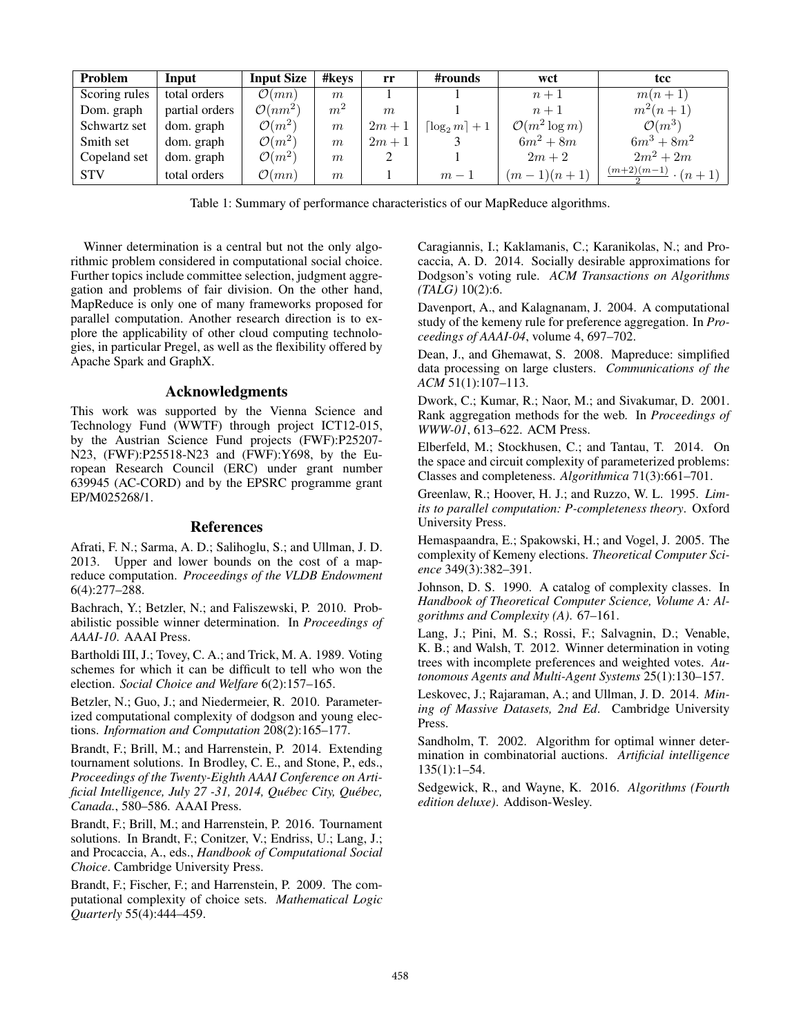| Problem | Input | Input Size | #keys | rr | #rounds | wct | tcc |
|---|---|---|---|---|---|---|---|
| Scoring rules | total orders | $\mathcal{O}(mn)$ | $m$ | 1 | 1 | $n+1$ | $m(n+1)$ |
| Dom. graph | partial orders | $\mathcal{O}(nm^2)$ | $m^2$ | $m$ | 1 | $n+1$ | $m^2(n+1)$ |
| Schwartz set | dom. graph | $\mathcal{O}(m^2)$ | $m$ | $2m+1$ | $\lceil \log_2 m \rceil + 1$ | $\mathcal{O}(m^2 \log m)$ | $\mathcal{O}(m^3)$ |
| Smith set | dom. graph | $\mathcal{O}(m^2)$ | $m$ | $2m+1$ | 3 | $6m^2 + 8m$ | $6m^3 + 8m^2$ |
| Copeland set | dom. graph | $\mathcal{O}(m^2)$ | $m$ | 2 | 1 | $2m+2$ | $2m^2 + 2m$ |
| STV | total orders | $\mathcal{O}(mn)$ | $m$ | 1 | $m-1$ | $(m-1)(n+1)$ | $\frac{(m+2)(m-1)}{2} \cdot (n+1)$ |

Table 1: Summary of performance characteristics of our MapReduce algorithms.

Winner determination is a central but not the only algorithmic problem considered in computational social choice. Further topics include committee selection, judgment aggregation and problems of fair division. On the other hand, MapReduce is only one of many frameworks proposed for parallel computation. Another research direction is to explore the applicability of other cloud computing technologies, in particular Pregel, as well as the flexibility offered by Apache Spark and GraphX.

## Acknowledgments

This work was supported by the Vienna Science and Technology Fund (WWTF) through project ICT12-015, by the Austrian Science Fund projects (FWF):P25207-N23, (FWF):P25518-N23 and (FWF):Y698, by the European Research Council (ERC) under grant number 639945 (AC-CORD) and by the EPSRC programme grant EP/M025268/1.

## References

Afrati, F. N.; Sarma, A. D.; Salihoglu, S.; and Ullman, J. D. 2013. Upper and lower bounds on the cost of a map-reduce computation. *Proceedings of the VLDB Endowment* 6(4):277–288.

Bachrach, Y.; Betzler, N.; and Faliszewski, P. 2010. Probabilistic possible winner determination. In *Proceedings of AAAI-10*. AAAI Press.

Bartholdi III, J.; Tovey, C. A.; and Trick, M. A. 1989. Voting schemes for which it can be difficult to tell who won the election. *Social Choice and Welfare* 6(2):157–165.

Betzler, N.; Guo, J.; and Niedermeier, R. 2010. Parameterized computational complexity of dodgson and young elections. *Information and Computation* 208(2):165–177.

Brandt, F.; Brill, M.; and Harrenstein, P. 2014. Extending tournament solutions. In Brodley, C. E., and Stone, P., eds., *Proceedings of the Twenty-Eighth AAAI Conference on Artificial Intelligence, July 27 -31, 2014, Québec City, Québec, Canada.*, 580–586. AAAI Press.

Brandt, F.; Brill, M.; and Harrenstein, P. 2016. Tournament solutions. In Brandt, F.; Conitzer, V.; Endriss, U.; Lang, J.; and Procaccia, A., eds., *Handbook of Computational Social Choice*. Cambridge University Press.

Brandt, F.; Fischer, F.; and Harrenstein, P. 2009. The computational complexity of choice sets. *Mathematical Logic Quarterly* 55(4):444–459.

Caragiannis, I.; Kaklamanis, C.; Karanikolas, N.; and Procaccia, A. D. 2014. Socially desirable approximations for Dodgson's voting rule. *ACM Transactions on Algorithms (TALG)* 10(2):6.

Davenport, A., and Kalagnanam, J. 2004. A computational study of the kemeny rule for preference aggregation. In *Proceedings of AAAI-04*, volume 4, 697–702.

Dean, J., and Ghemawat, S. 2008. Mapreduce: simplified data processing on large clusters. *Communications of the ACM* 51(1):107–113.

Dwork, C.; Kumar, R.; Naor, M.; and Sivakumar, D. 2001. Rank aggregation methods for the web. In *Proceedings of WWW-01*, 613–622. ACM Press.

Elberfeld, M.; Stockhusen, C.; and Tantau, T. 2014. On the space and circuit complexity of parameterized problems: Classes and completeness. *Algorithmica* 71(3):661–701.

Greenlaw, R.; Hoover, H. J.; and Ruzzo, W. L. 1995. *Limits to parallel computation: P-completeness theory*. Oxford University Press.

Hemaspaandra, E.; Spakowski, H.; and Vogel, J. 2005. The complexity of Kemeny elections. *Theoretical Computer Science* 349(3):382–391.

Johnson, D. S. 1990. A catalog of complexity classes. In *Handbook of Theoretical Computer Science, Volume A: Algorithms and Complexity (A)*. 67–161.

Lang, J.; Pini, M. S.; Rossi, F.; Salvagnin, D.; Venable, K. B.; and Walsh, T. 2012. Winner determination in voting trees with incomplete preferences and weighted votes. *Autonomous Agents and Multi-Agent Systems* 25(1):130–157.

Leskovec, J.; Rajaraman, A.; and Ullman, J. D. 2014. *Mining of Massive Datasets, 2nd Ed*. Cambridge University Press.

Sandholm, T. 2002. Algorithm for optimal winner determination in combinatorial auctions. *Artificial intelligence* 135(1):1–54.

Sedgewick, R., and Wayne, K. 2016. *Algorithms (Fourth edition deluxe)*. Addison-Wesley.